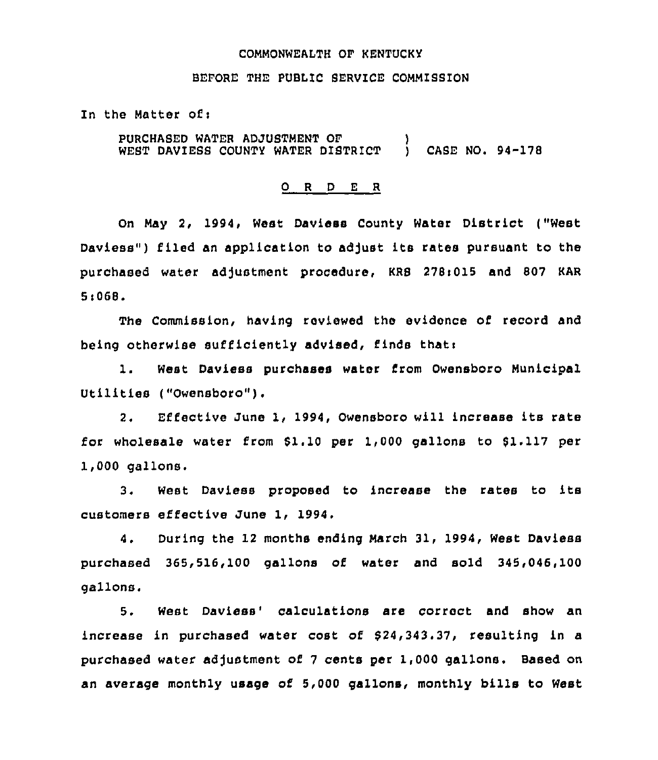COMMONWEALTH OF KENTUCKY

BEFORE THE PUBLIC SERVICE COMMISSION

In the Matter of:

PURCHASED WATER ADJUSTMENT OF WEST DAVIESS COUNTY WATER DISTRICT ) CASE NO. 94-178

O R D E R

On May 2, 1994, West Daviess County Water District ("West Daviess") filed an application to adjust its rates pursuant to the purchased water adjustment procedure, KRS 278:015 and 807 KAR 5:068.

The Commission, having reviewed the evidence of record and being otherwise sufficiently advised, finds that:

1. West Daviess purchases water from Owensboro Municipal Utilities ("Owensboro").

2. Effective June 1, 1994, Owensboro will increase its rate for wholesale water from $1.10 per 1,000 gallons to $1.117 per 1,000 gallons.

3. West Daviess proposed to increase the rates to its customers effective June 1, 1994.

4. During the 12 months ending March 31, 1994, West Daviess purchased 365,516,100 gallons of water and sold 345,046,100 gallons.

5. West Daviess' calculations are correct and show an increase in purchased water cost of $24,343.37, resulting in a purchased water adjustment of 7 cents per 1,000 gallons. Based on an average monthly usage of 5,000 gallons, monthly bills to West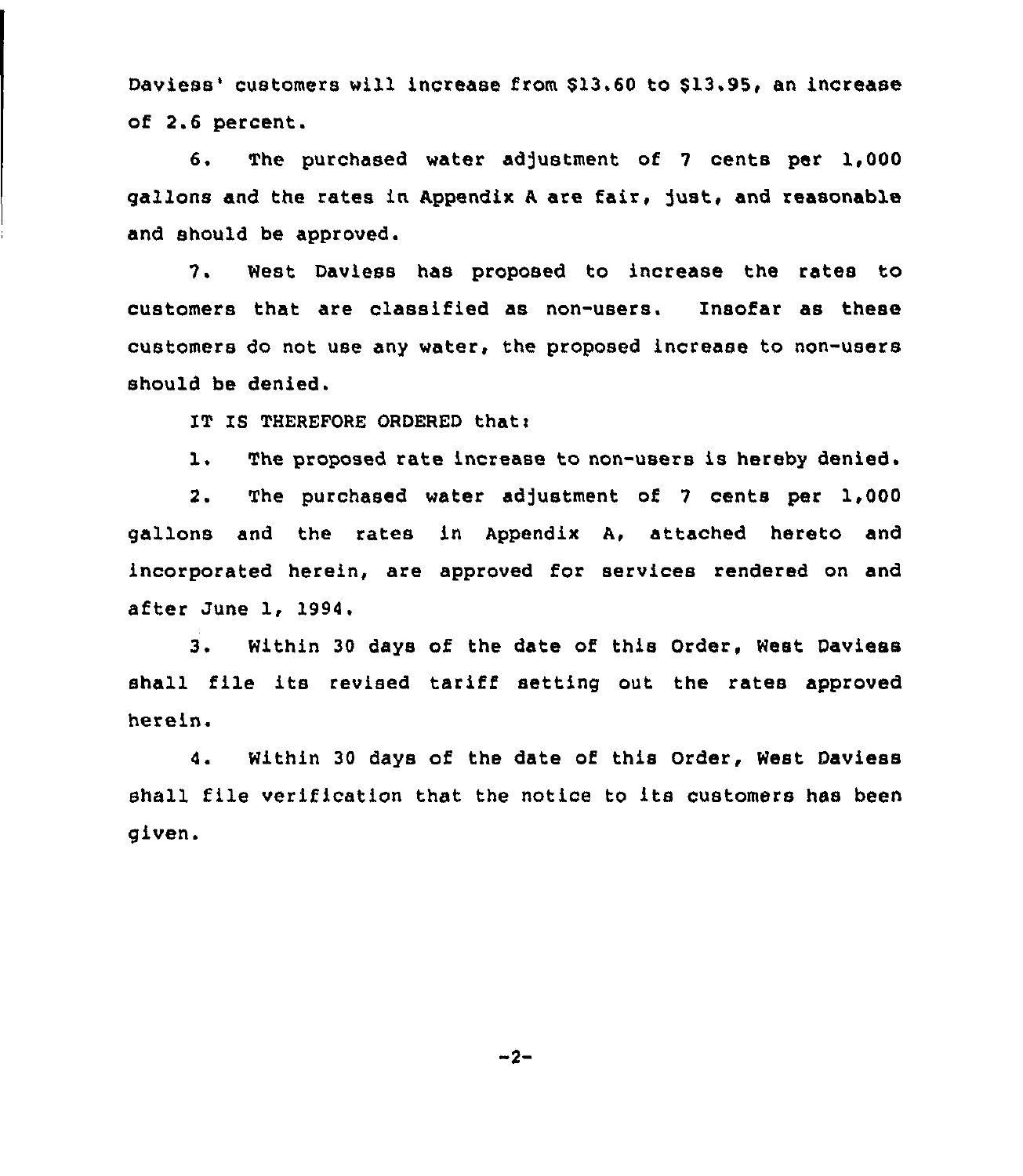Daviess' customers will increase from $13.60 to $13.95, an increase of 2.6 percent.

6. The purchased water adjustment of 7 cents per 1,000 gallons and the rates in Appendix A are fair, just, and reasonable and should be approved.

7. West Daviess has proposed to increase the rates to customers that are classified as non-users. Insofar as these customers do not use any water, the proposed increase to non-users should be denied.

IT IS THEREFORE ORDERED that:

1. The proposed rate increase to non-users is hereby denied.

2. The purchased water adjustment of 7 cents per 1,000 gallons and the rates in Appendix A, attached hereto and incorporated herein, are approved for services rendered on and after June 1, 1994.

3. Within 30 days of the date of this Order, West Daviess shall file its revised tariff setting out the rates approved herein.

4. Within 30 days of the date of this Order, West Daviess shall file verification that the notice to its customers has been given.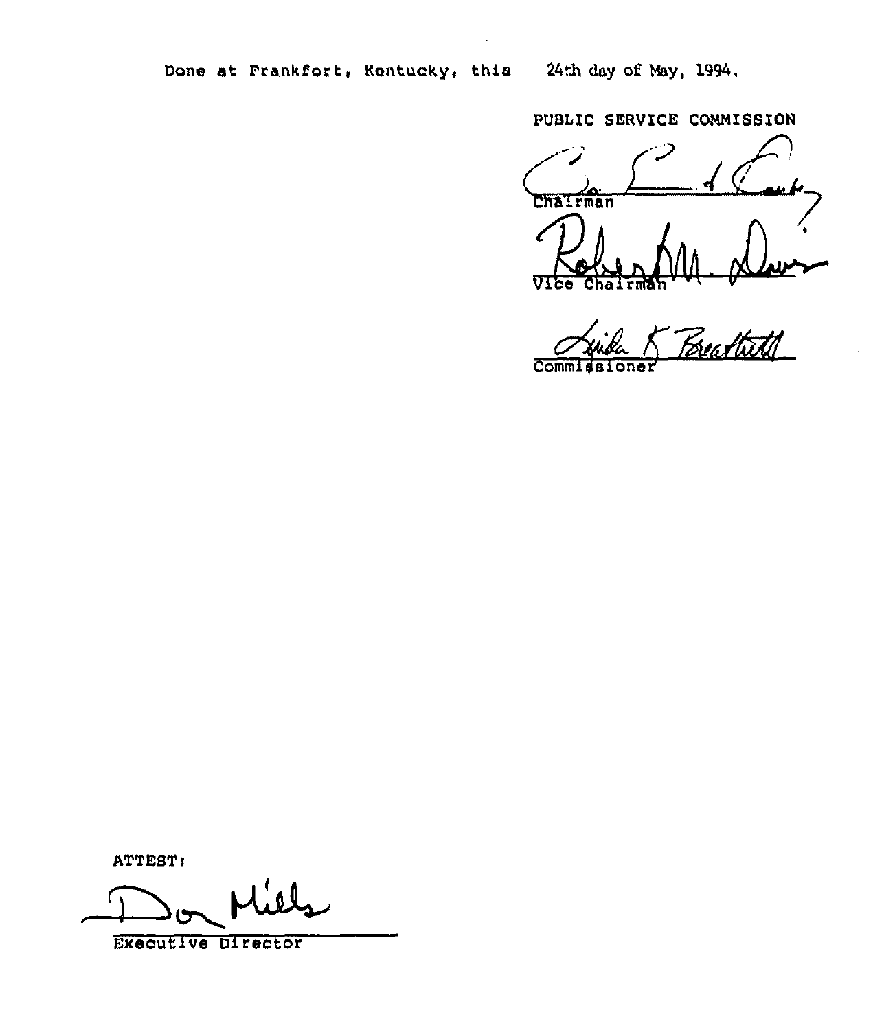Done at Frankfort, Kentucky, this 24th day of May, 1994.

PUBLIC SERVICE COMMISSION

Chairman

Vice Chairman

Commissioner

ATTEST:

Executive Director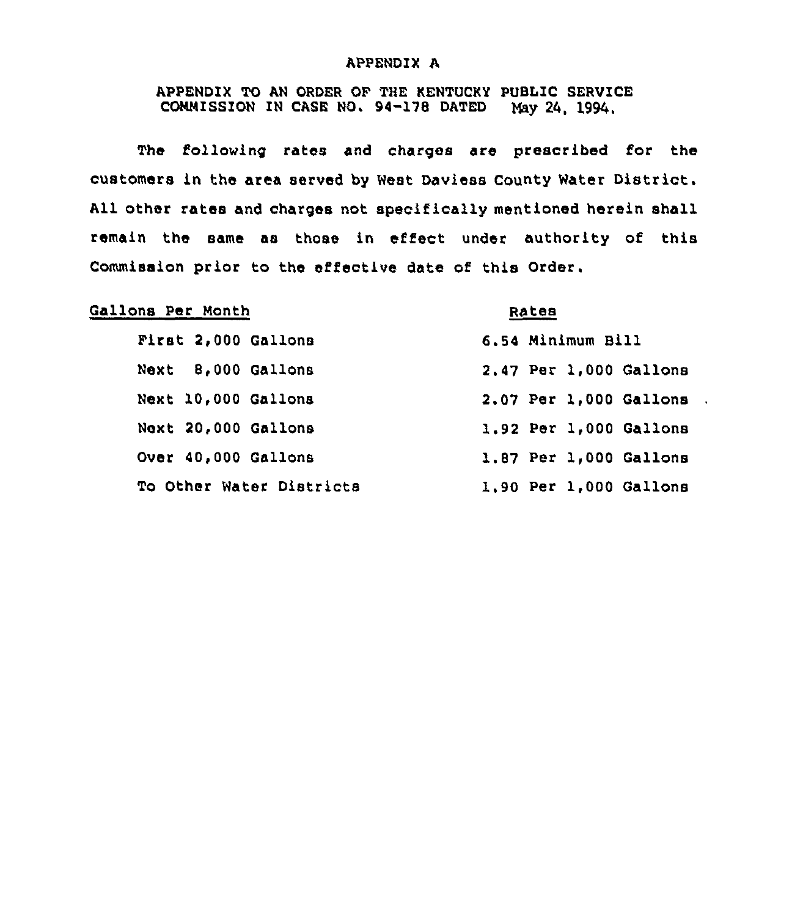# APPENDIX A

APPENDIX TO AN ORDER OF THE KENTUCKY PUBLIC SERVICE COMMISSION IN CASE NO. 94-178 DATED May 24, 1994.

The following rates and charges are prescribed for the customers in the area served by West Daviess County Water District. All other rates and charges not specifically mentioned herein shall remain the same as those in effect under authority of this Commission prior to the effective date of this Order.

| Gallons Per Month | Rates |
|---|---|
| First 2,000 Gallons | 6.54 Minimum Bill |
| Next 8,000 Gallons | 2.47 Per 1,000 Gallons |
| Next 10,000 Gallons | 2.07 Per 1,000 Gallons |
| Next 20,000 Gallons | 1.92 Per 1,000 Gallons |
| Over 40,000 Gallons | 1.87 Per 1,000 Gallons |
| To Other Water Districts | 1.90 Per 1,000 Gallons |